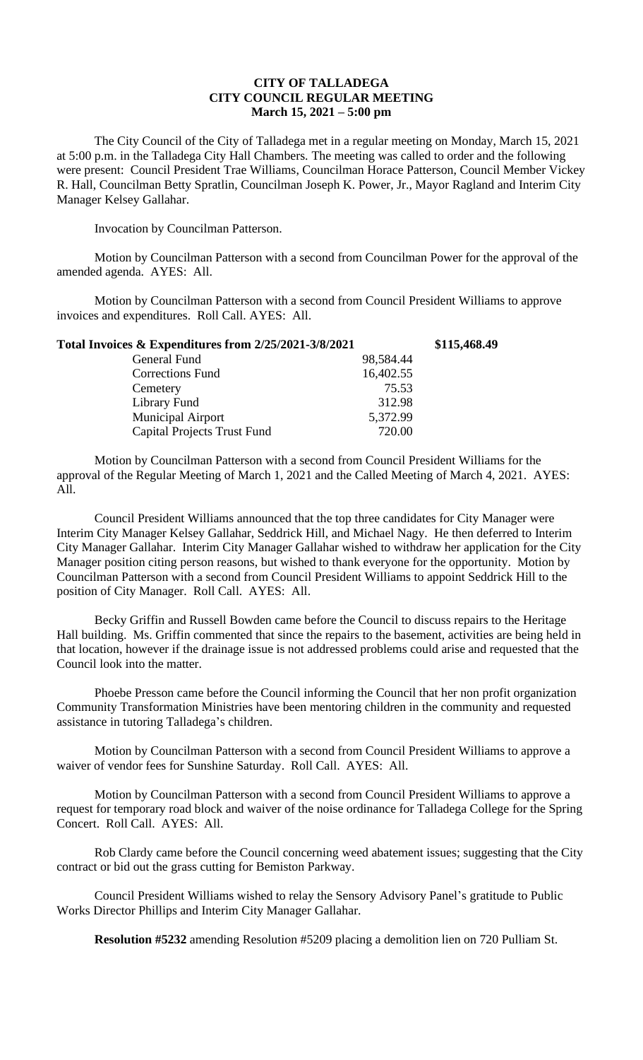# CITY OF TALLADEGA
## CITY COUNCIL REGULAR MEETING
### March 15, 2021 – 5:00 pm

The City Council of the City of Talladega met in a regular meeting on Monday, March 15, 2021 at 5:00 p.m. in the Talladega City Hall Chambers. The meeting was called to order and the following were present: Council President Trae Williams, Councilman Horace Patterson, Council Member Vickey R. Hall, Councilman Betty Spratlin, Councilman Joseph K. Power, Jr., Mayor Ragland and Interim City Manager Kelsey Gallahar.

Invocation by Councilman Patterson.

Motion by Councilman Patterson with a second from Councilman Power for the approval of the amended agenda. AYES: All.

Motion by Councilman Patterson with a second from Council President Williams to approve invoices and expenditures. Roll Call. AYES: All.

| **Total Invoices & Expenditures from 2/25/2021-3/8/2021** | | **$115,468.49** |
|---|---|---|
| General Fund | 98,584.44 | |
| Corrections Fund | 16,402.55 | |
| Cemetery | 75.53 | |
| Library Fund | 312.98 | |
| Municipal Airport | 5,372.99 | |
| Capital Projects Trust Fund | 720.00 | |

Motion by Councilman Patterson with a second from Council President Williams for the approval of the Regular Meeting of March 1, 2021 and the Called Meeting of March 4, 2021. AYES: All.

Council President Williams announced that the top three candidates for City Manager were Interim City Manager Kelsey Gallahar, Seddrick Hill, and Michael Nagy. He then deferred to Interim City Manager Gallahar. Interim City Manager Gallahar wished to withdraw her application for the City Manager position citing person reasons, but wished to thank everyone for the opportunity. Motion by Councilman Patterson with a second from Council President Williams to appoint Seddrick Hill to the position of City Manager. Roll Call. AYES: All.

Becky Griffin and Russell Bowden came before the Council to discuss repairs to the Heritage Hall building. Ms. Griffin commented that since the repairs to the basement, activities are being held in that location, however if the drainage issue is not addressed problems could arise and requested that the Council look into the matter.

Phoebe Presson came before the Council informing the Council that her non profit organization Community Transformation Ministries have been mentoring children in the community and requested assistance in tutoring Talladega's children.

Motion by Councilman Patterson with a second from Council President Williams to approve a waiver of vendor fees for Sunshine Saturday. Roll Call. AYES: All.

Motion by Councilman Patterson with a second from Council President Williams to approve a request for temporary road block and waiver of the noise ordinance for Talladega College for the Spring Concert. Roll Call. AYES: All.

Rob Clardy came before the Council concerning weed abatement issues; suggesting that the City contract or bid out the grass cutting for Bemiston Parkway.

Council President Williams wished to relay the Sensory Advisory Panel's gratitude to Public Works Director Phillips and Interim City Manager Gallahar.

**Resolution #5232** amending Resolution #5209 placing a demolition lien on 720 Pulliam St.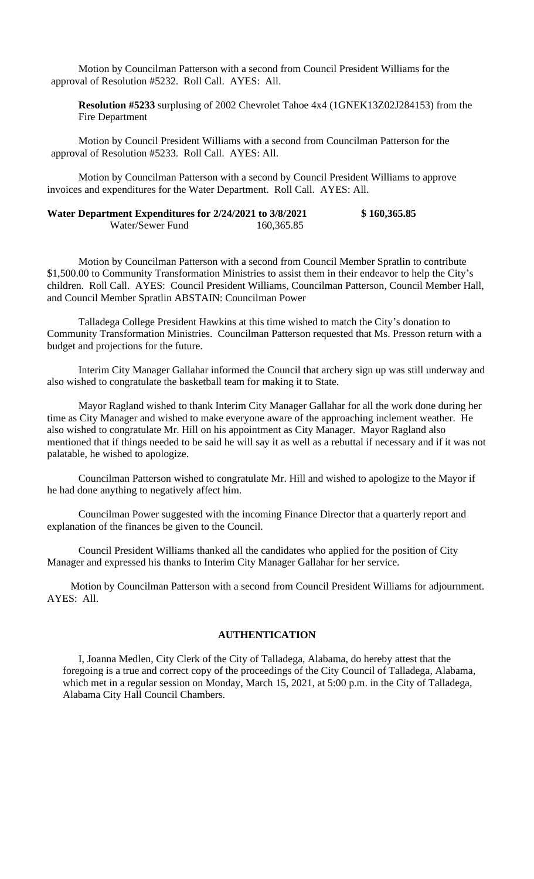Motion by Councilman Patterson with a second from Council President Williams for the approval of Resolution #5232. Roll Call. AYES: All.

**Resolution #5233** surplusing of 2002 Chevrolet Tahoe 4x4 (1GNEK13Z02J284153) from the Fire Department

Motion by Council President Williams with a second from Councilman Patterson for the approval of Resolution #5233. Roll Call. AYES: All.

Motion by Councilman Patterson with a second by Council President Williams to approve invoices and expenditures for the Water Department. Roll Call. AYES: All.

| | | |
|---|---|---|
| **Water Department Expenditures for 2/24/2021 to 3/8/2021** | | **$ 160,365.85** |
| Water/Sewer Fund | 160,365.85 | |

Motion by Councilman Patterson with a second from Council Member Spratlin to contribute $1,500.00 to Community Transformation Ministries to assist them in their endeavor to help the City's children. Roll Call. AYES: Council President Williams, Councilman Patterson, Council Member Hall, and Council Member Spratlin ABSTAIN: Councilman Power

Talladega College President Hawkins at this time wished to match the City's donation to Community Transformation Ministries. Councilman Patterson requested that Ms. Presson return with a budget and projections for the future.

Interim City Manager Gallahar informed the Council that archery sign up was still underway and also wished to congratulate the basketball team for making it to State.

Mayor Ragland wished to thank Interim City Manager Gallahar for all the work done during her time as City Manager and wished to make everyone aware of the approaching inclement weather. He also wished to congratulate Mr. Hill on his appointment as City Manager. Mayor Ragland also mentioned that if things needed to be said he will say it as well as a rebuttal if necessary and if it was not palatable, he wished to apologize.

Councilman Patterson wished to congratulate Mr. Hill and wished to apologize to the Mayor if he had done anything to negatively affect him.

Councilman Power suggested with the incoming Finance Director that a quarterly report and explanation of the finances be given to the Council.

Council President Williams thanked all the candidates who applied for the position of City Manager and expressed his thanks to Interim City Manager Gallahar for her service.

Motion by Councilman Patterson with a second from Council President Williams for adjournment. AYES: All.

## AUTHENTICATION

I, Joanna Medlen, City Clerk of the City of Talladega, Alabama, do hereby attest that the foregoing is a true and correct copy of the proceedings of the City Council of Talladega, Alabama, which met in a regular session on Monday, March 15, 2021, at 5:00 p.m. in the City of Talladega, Alabama City Hall Council Chambers.